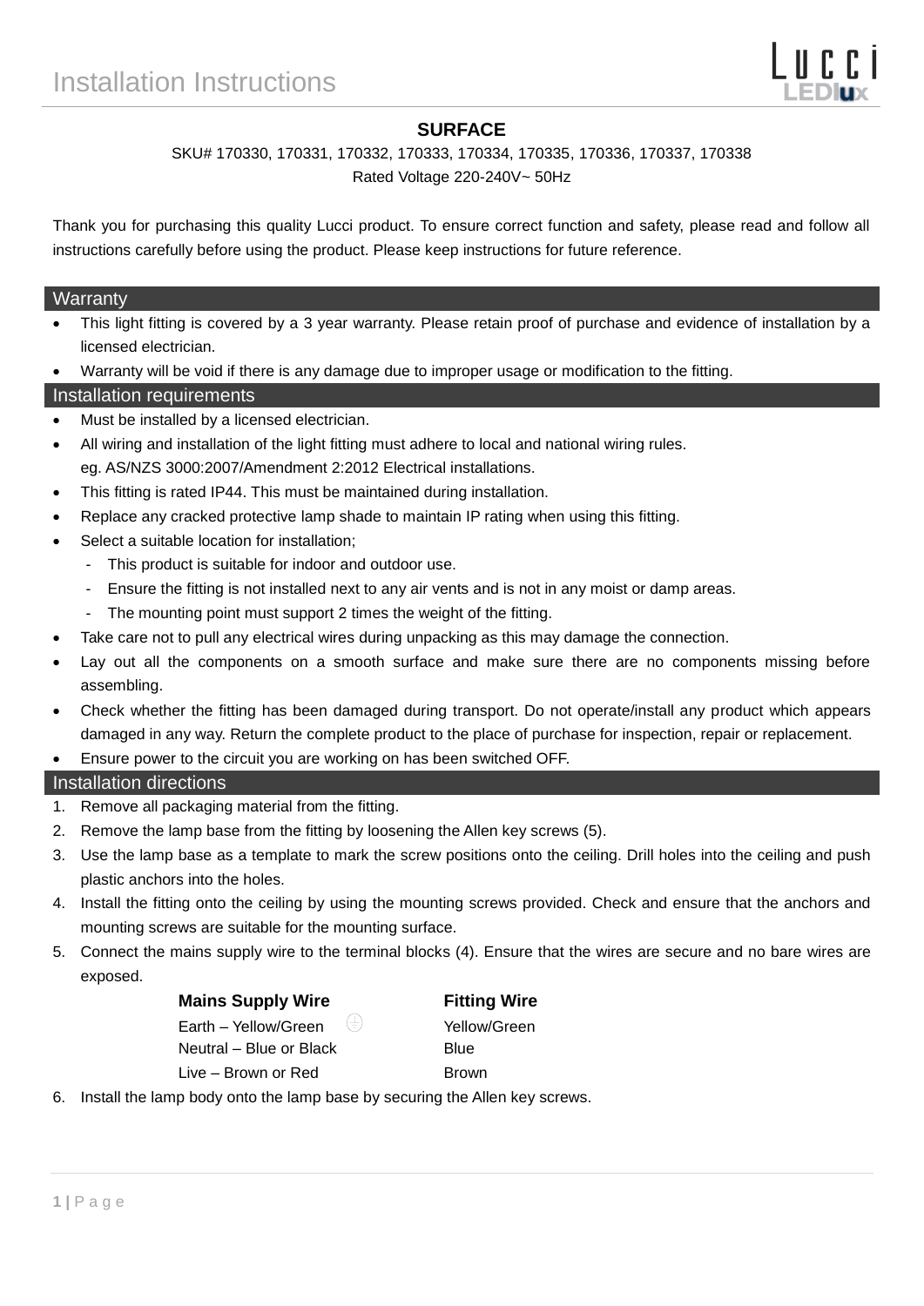# Installation Instructions

Lucci LEDlux

**SURFACE**

SKU# 170330, 170331, 170332, 170333, 170334, 170335, 170336, 170337, 170338

Rated Voltage 220-240V~ 50Hz

Thank you for purchasing this quality Lucci product. To ensure correct function and safety, please read and follow all instructions carefully before using the product. Please keep instructions for future reference.

## Warranty

- This light fitting is covered by a 3 year warranty. Please retain proof of purchase and evidence of installation by a licensed electrician.
- Warranty will be void if there is any damage due to improper usage or modification to the fitting.

## Installation requirements

- Must be installed by a licensed electrician.
- All wiring and installation of the light fitting must adhere to local and national wiring rules. eg. AS/NZS 3000:2007/Amendment 2:2012 Electrical installations.
- This fitting is rated IP44. This must be maintained during installation.
- Replace any cracked protective lamp shade to maintain IP rating when using this fitting.
- Select a suitable location for installation;
  - This product is suitable for indoor and outdoor use.
  - Ensure the fitting is not installed next to any air vents and is not in any moist or damp areas.
  - The mounting point must support 2 times the weight of the fitting.
- Take care not to pull any electrical wires during unpacking as this may damage the connection.
- Lay out all the components on a smooth surface and make sure there are no components missing before assembling.
- Check whether the fitting has been damaged during transport. Do not operate/install any product which appears damaged in any way. Return the complete product to the place of purchase for inspection, repair or replacement.
- Ensure power to the circuit you are working on has been switched OFF.

## Installation directions

1. Remove all packaging material from the fitting.
2. Remove the lamp base from the fitting by loosening the Allen key screws (5).
3. Use the lamp base as a template to mark the screw positions onto the ceiling. Drill holes into the ceiling and push plastic anchors into the holes.
4. Install the fitting onto the ceiling by using the mounting screws provided. Check and ensure that the anchors and mounting screws are suitable for the mounting surface.
5. Connect the mains supply wire to the terminal blocks (4). Ensure that the wires are secure and no bare wires are exposed.

| Mains Supply Wire | Fitting Wire |
|---|---|
| Earth – Yellow/Green ⏚ | Yellow/Green |
| Neutral – Blue or Black | Blue |
| Live – Brown or Red | Brown |

6. Install the lamp body onto the lamp base by securing the Allen key screws.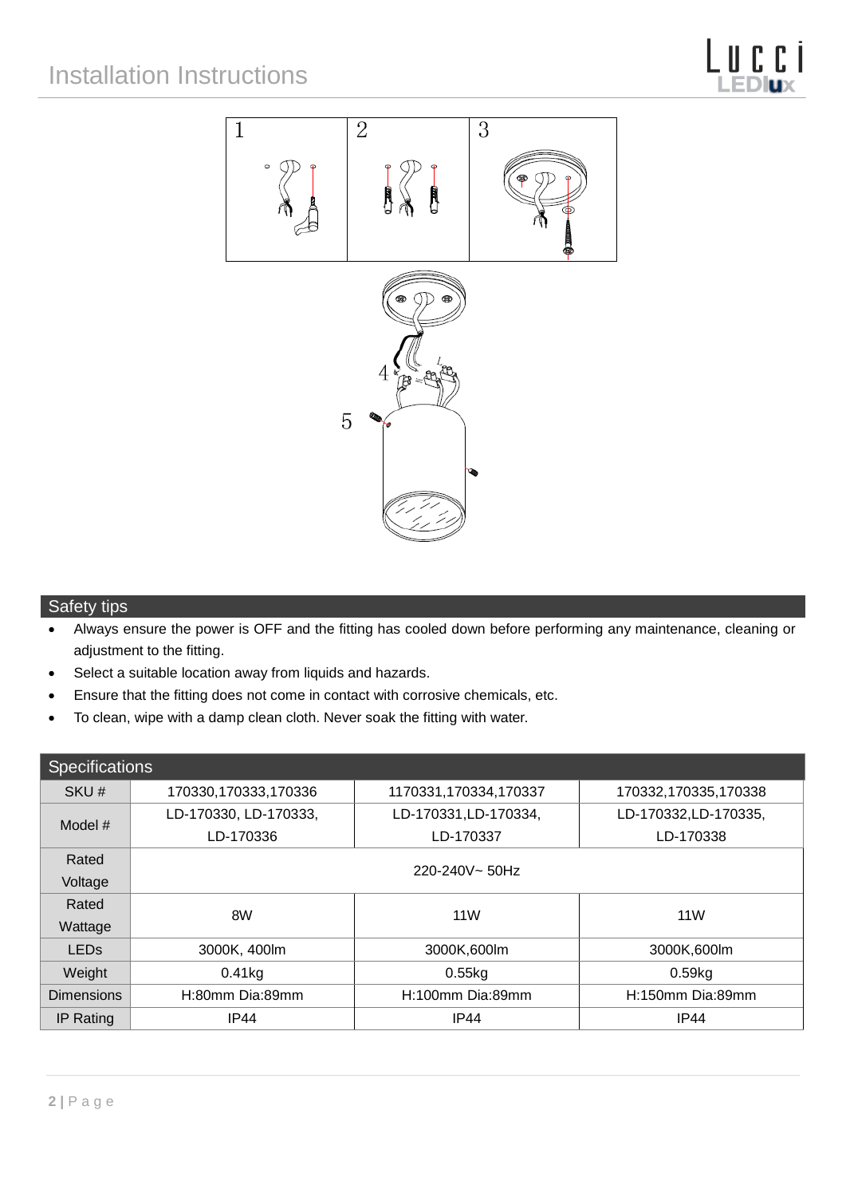# Installation Instructions

1

2

3

4

5

## Safety tips

- Always ensure the power is OFF and the fitting has cooled down before performing any maintenance, cleaning or adjustment to the fitting.
- Select a suitable location away from liquids and hazards.
- Ensure that the fitting does not come in contact with corrosive chemicals, etc.
- To clean, wipe with a damp clean cloth. Never soak the fitting with water.

## Specifications

| SKU # | 170330,170333,170336 | 1170331,170334,170337 | 170332,170335,170338 |
|---|---|---|---|
| Model # | LD-170330, LD-170333, LD-170336 | LD-170331,LD-170334, LD-170337 | LD-170332,LD-170335, LD-170338 |
| Rated Voltage | 220-240V~ 50Hz | | |
| Rated Wattage | 8W | 11W | 11W |
| LEDs | 3000K, 400lm | 3000K,600lm | 3000K,600lm |
| Weight | 0.41kg | 0.55kg | 0.59kg |
| Dimensions | H:80mm Dia:89mm | H:100mm Dia:89mm | H:150mm Dia:89mm |
| IP Rating | IP44 | IP44 | IP44 |